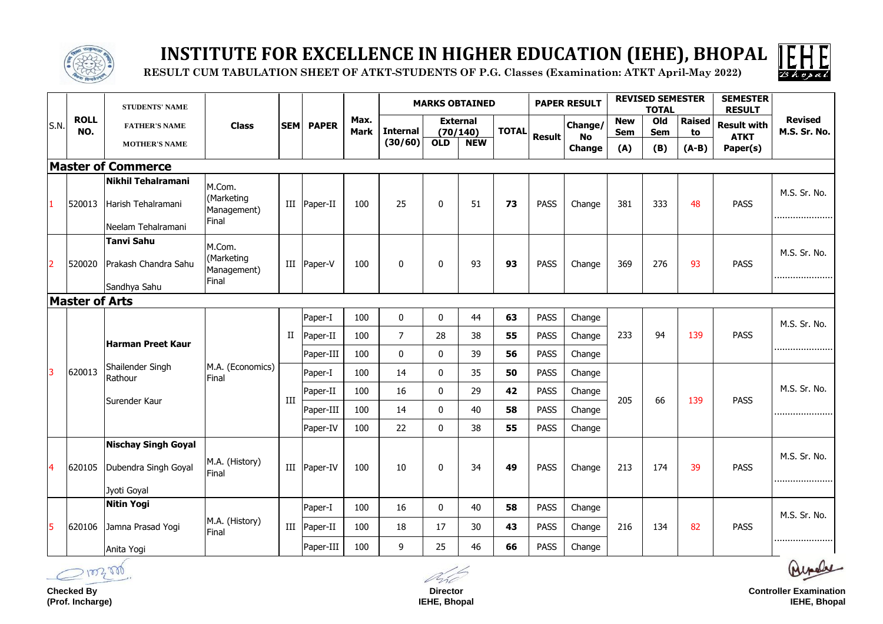# INSTITUTE FOR EXCELLENCE IN HIGHER EDUCATION (IEHE), BHOPAL

**RESULT CUM TABULATION SHEET OF ATKT-STUDENTS OF P.G. Classes (Examination: ATKT April-May 2022)**

| S.N. | ROLL NO. | STUDENTS' NAME / FATHER'S NAME / MOTHER'S NAME | Class | SEM | PAPER | Max. Mark | MARKS OBTAINED | | | | PAPER RESULT | | REVISED SEMESTER TOTAL | | | SEMESTER RESULT | Revised M.S. Sr. No. |
|---|---|---|---|---|---|---|---|---|---|---|---|---|---|---|---|---|---|
| | | | | | | | Internal (30/60) | External (70/140) | | TOTAL | Result | Change/ No Change | New Sem | Old Sem | Raised to | Result with ATKT Paper(s) | |
| | | | | | | | | OLD | NEW | | | | (A) | (B) | (A-B) | | |
| **Master of Commerce** | | | | | | | | | | | | | | | | | |
| 1 | 520013 | **Nikhil Tehalramani** / Harish Tehalramani / Neelam Tehalramani | M.Com. (Marketing Management) Final | III | Paper-II | 100 | 25 | 0 | 51 | **73** | PASS | Change | 381 | 333 | 48 | PASS | M.S. Sr. No. ........ |
| 2 | 520020 | **Tanvi Sahu** / Prakash Chandra Sahu / Sandhya Sahu | M.Com. (Marketing Management) Final | III | Paper-V | 100 | 0 | 0 | 93 | **93** | PASS | Change | 369 | 276 | 93 | PASS | M.S. Sr. No. ........ |
| **Master of Arts** | | | | | | | | | | | | | | | | | |
| 3 | 620013 | **Harman Preet Kaur** / Shailender Singh Rathour / Surender Kaur | M.A. (Economics) Final | II | Paper-I | 100 | 0 | 0 | 44 | **63** | PASS | Change | 233 | 94 | 139 | PASS | M.S. Sr. No. ........ |
| | | | | | Paper-II | 100 | 7 | 28 | 38 | **55** | PASS | Change | | | | | |
| | | | | | Paper-III | 100 | 0 | 0 | 39 | **56** | PASS | Change | | | | | |
| | | | | III | Paper-I | 100 | 14 | 0 | 35 | **50** | PASS | Change | 205 | 66 | 139 | PASS | M.S. Sr. No. ........ |
| | | | | | Paper-II | 100 | 16 | 0 | 29 | **42** | PASS | Change | | | | | |
| | | | | | Paper-III | 100 | 14 | 0 | 40 | **58** | PASS | Change | | | | | |
| | | | | | Paper-IV | 100 | 22 | 0 | 38 | **55** | PASS | Change | | | | | |
| 4 | 620105 | **Nischay Singh Goyal** / Dubendra Singh Goyal / Jyoti Goyal | M.A. (History) Final | III | Paper-IV | 100 | 10 | 0 | 34 | **49** | PASS | Change | 213 | 174 | 39 | PASS | M.S. Sr. No. ........ |
| 5 | 620106 | **Nitin Yogi** / Jamna Prasad Yogi / Anita Yogi | M.A. (History) Final | III | Paper-I | 100 | 16 | 0 | 40 | **58** | PASS | Change | 216 | 134 | 82 | PASS | M.S. Sr. No. ........ |
| | | | | | Paper-II | 100 | 18 | 17 | 30 | **43** | PASS | Change | | | | | |
| | | | | | Paper-III | 100 | 9 | 25 | 46 | **66** | PASS | Change | | | | | |

**Checked By**
**(Prof. Incharge)**

**Director**
**IEHE, Bhopal**

**Controller Examination**
**IEHE, Bhopal**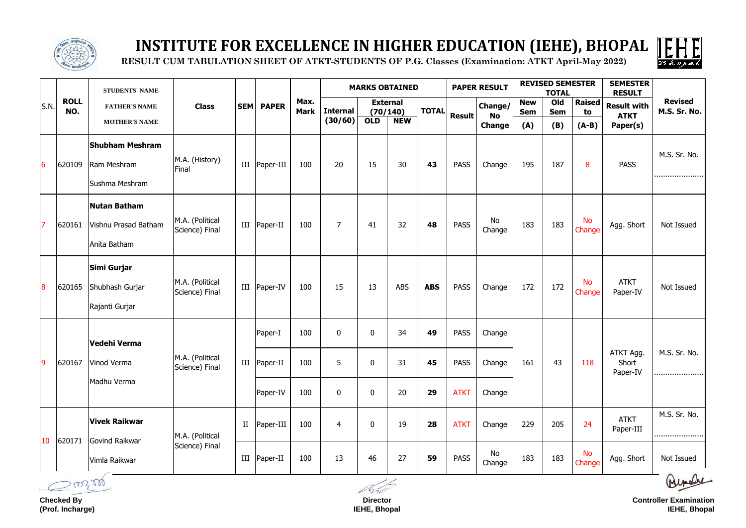# INSTITUTE FOR EXCELLENCE IN HIGHER EDUCATION (IEHE), BHOPAL

**RESULT CUM TABULATION SHEET OF ATKT-STUDENTS OF P.G. Classes (Examination: ATKT April-May 2022)**

| S.N. | ROLL NO. | STUDENTS' NAME / FATHER'S NAME / MOTHER'S NAME | Class | SEM | PAPER | Max. Mark | MARKS OBTAINED | | | | PAPER RESULT | | REVISED SEMESTER TOTAL | | | SEMESTER RESULT | Revised M.S. Sr. No. |
|---|---|---|---|---|---|---|---|---|---|---|---|---|---|---|---|---|---|
| | | | | | | | Internal (30/60) | External (70/140) OLD | External (70/140) NEW | TOTAL | Result | Change/ No Change | New Sem (A) | Old Sem (B) | Raised to (A-B) | Result with ATKT Paper(s) | |
| 6 | 620109 | **Shubham Meshram**<br>Ram Meshram<br>Sushma Meshram | M.A. (History) Final | III | Paper-III | 100 | 20 | 15 | 30 | **43** | PASS | Change | 195 | 187 | 8 | PASS | M.S. Sr. No. ...................... |
| 7 | 620161 | **Nutan Batham**<br>Vishnu Prasad Batham<br>Anita Batham | M.A. (Political Science) Final | III | Paper-II | 100 | 7 | 41 | 32 | **48** | PASS | No Change | 183 | 183 | No Change | Agg. Short | Not Issued |
| 8 | 620165 | **Simi Gurjar**<br>Shubhash Gurjar<br>Rajanti Gurjar | M.A. (Political Science) Final | III | Paper-IV | 100 | 15 | 13 | ABS | **ABS** | PASS | Change | 172 | 172 | No Change | ATKT Paper-IV | Not Issued |
| 9 | 620167 | **Vedehi Verma**<br>Vinod Verma<br>Madhu Verma | M.A. (Political Science) Final | III | Paper-I | 100 | 0 | 0 | 34 | **49** | PASS | Change | 161 | 43 | 118 | ATKT Agg. Short Paper-IV | M.S. Sr. No. ...................... |
| | | | | | Paper-II | 100 | 5 | 0 | 31 | **45** | PASS | Change | | | | | |
| | | | | | Paper-IV | 100 | 0 | 0 | 20 | **29** | ATKT | Change | | | | | |
| 10 | 620171 | **Vivek Raikwar**<br>Govind Raikwar<br>Vimla Raikwar | M.A. (Political Science) Final | II | Paper-III | 100 | 4 | 0 | 19 | **28** | ATKT | Change | 229 | 205 | 24 | ATKT Paper-III | M.S. Sr. No. ...................... |
| | | | | III | Paper-II | 100 | 13 | 46 | 27 | **59** | PASS | No Change | 183 | 183 | No Change | Agg. Short | Not Issued |

**Checked By**
**(Prof. Incharge)**

**Director**
**IEHE, Bhopal**

**Controller Examination**
**IEHE, Bhopal**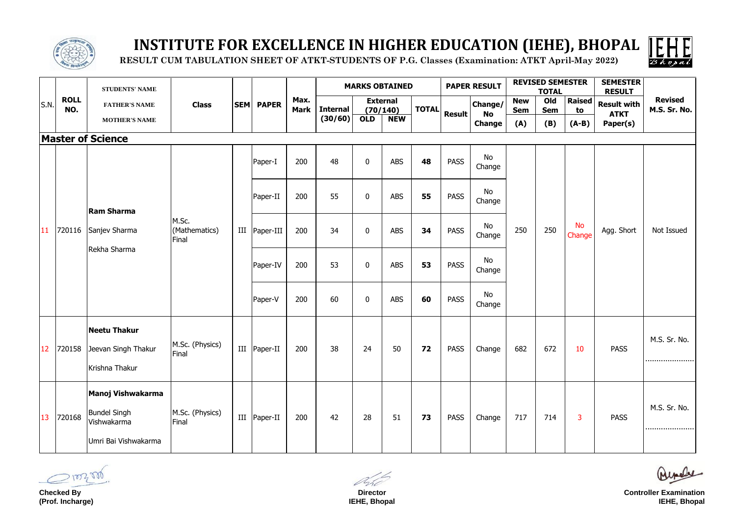# INSTITUTE FOR EXCELLENCE IN HIGHER EDUCATION (IEHE), BHOPAL

**RESULT CUM TABULATION SHEET OF ATKT-STUDENTS OF P.G. Classes (Examination: ATKT April-May 2022)**

| S.N. | ROLL NO. | STUDENTS' NAME / FATHER'S NAME / MOTHER'S NAME | Class | SEM | PAPER | Max. Mark | MARKS OBTAINED | | | | PAPER RESULT | | REVISED SEMESTER TOTAL | | | SEMESTER RESULT | Revised M.S. Sr. No. |
|---|---|---|---|---|---|---|---|---|---|---|---|---|---|---|---|---|---|
| | | | | | | | Internal (30/60) | External (70/140) OLD | External (70/140) NEW | TOTAL | Result | Change/ No Change | New Sem (A) | Old Sem (B) | Raised to (A-B) | Result with ATKT Paper(s) | |
| **Master of Science** | | | | | | | | | | | | | | | | | |
| 11 | 720116 | **Ram Sharma** Sanjev Sharma Rekha Sharma | M.Sc. (Mathematics) Final | III | Paper-I | 200 | 48 | 0 | ABS | **48** | PASS | No Change | 250 | 250 | No Change | Agg. Short | Not Issued |
| | | | | | Paper-II | 200 | 55 | 0 | ABS | **55** | PASS | No Change | | | | | |
| | | | | | Paper-III | 200 | 34 | 0 | ABS | **34** | PASS | No Change | | | | | |
| | | | | | Paper-IV | 200 | 53 | 0 | ABS | **53** | PASS | No Change | | | | | |
| | | | | | Paper-V | 200 | 60 | 0 | ABS | **60** | PASS | No Change | | | | | |
| 12 | 720158 | **Neetu Thakur** Jeevan Singh Thakur Krishna Thakur | M.Sc. (Physics) Final | III | Paper-II | 200 | 38 | 24 | 50 | **72** | PASS | Change | 682 | 672 | 10 | PASS | M.S. Sr. No. .................... |
| 13 | 720168 | **Manoj Vishwakarma** Bundel Singh Vishwakarma Umri Bai Vishwakarma | M.Sc. (Physics) Final | III | Paper-II | 200 | 42 | 28 | 51 | **73** | PASS | Change | 717 | 714 | 3 | PASS | M.S. Sr. No. .................... |

**Checked By**
**(Prof. Incharge)**

**Director**
**IEHE, Bhopal**

**Controller Examination**
**IEHE, Bhopal**